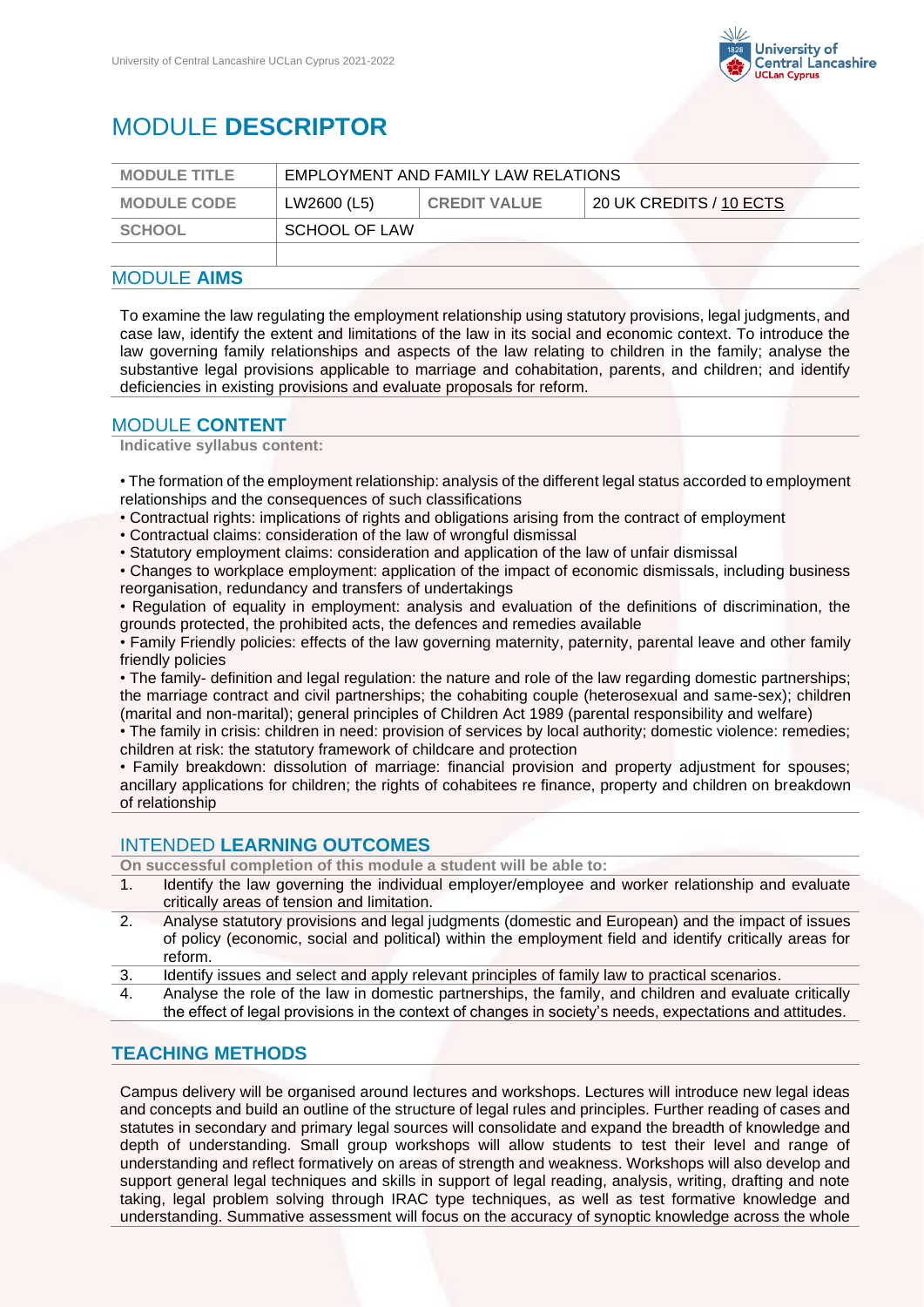# MODULE **DESCRIPTOR**

| MODULE TITLE | EMPLOYMENT AND FAMILY LAW RELATIONS | | |
|---|---|---|---|
| MODULE CODE | LW2600 (L5) | CREDIT VALUE | 20 UK CREDITS / 10 ECTS |
| SCHOOL | SCHOOL OF LAW | | |
| | | | |

## MODULE **AIMS**

To examine the law regulating the employment relationship using statutory provisions, legal judgments, and case law, identify the extent and limitations of the law in its social and economic context. To introduce the law governing family relationships and aspects of the law relating to children in the family; analyse the substantive legal provisions applicable to marriage and cohabitation, parents, and children; and identify deficiencies in existing provisions and evaluate proposals for reform.

## MODULE **CONTENT**

**Indicative syllabus content:**

- The formation of the employment relationship: analysis of the different legal status accorded to employment relationships and the consequences of such classifications
- Contractual rights: implications of rights and obligations arising from the contract of employment
- Contractual claims: consideration of the law of wrongful dismissal
- Statutory employment claims: consideration and application of the law of unfair dismissal
- Changes to workplace employment: application of the impact of economic dismissals, including business reorganisation, redundancy and transfers of undertakings
- Regulation of equality in employment: analysis and evaluation of the definitions of discrimination, the grounds protected, the prohibited acts, the defences and remedies available
- Family Friendly policies: effects of the law governing maternity, paternity, parental leave and other family friendly policies
- The family- definition and legal regulation: the nature and role of the law regarding domestic partnerships; the marriage contract and civil partnerships; the cohabiting couple (heterosexual and same-sex); children (marital and non-marital); general principles of Children Act 1989 (parental responsibility and welfare)
- The family in crisis: children in need: provision of services by local authority; domestic violence: remedies; children at risk: the statutory framework of childcare and protection
- Family breakdown: dissolution of marriage: financial provision and property adjustment for spouses; ancillary applications for children; the rights of cohabitees re finance, property and children on breakdown of relationship

## INTENDED **LEARNING OUTCOMES**

**On successful completion of this module a student will be able to:**

1. Identify the law governing the individual employer/employee and worker relationship and evaluate critically areas of tension and limitation.
2. Analyse statutory provisions and legal judgments (domestic and European) and the impact of issues of policy (economic, social and political) within the employment field and identify critically areas for reform.
3. Identify issues and select and apply relevant principles of family law to practical scenarios.
4. Analyse the role of the law in domestic partnerships, the family, and children and evaluate critically the effect of legal provisions in the context of changes in society's needs, expectations and attitudes.

## **TEACHING METHODS**

Campus delivery will be organised around lectures and workshops. Lectures will introduce new legal ideas and concepts and build an outline of the structure of legal rules and principles. Further reading of cases and statutes in secondary and primary legal sources will consolidate and expand the breadth of knowledge and depth of understanding. Small group workshops will allow students to test their level and range of understanding and reflect formatively on areas of strength and weakness. Workshops will also develop and support general legal techniques and skills in support of legal reading, analysis, writing, drafting and note taking, legal problem solving through IRAC type techniques, as well as test formative knowledge and understanding. Summative assessment will focus on the accuracy of synoptic knowledge across the whole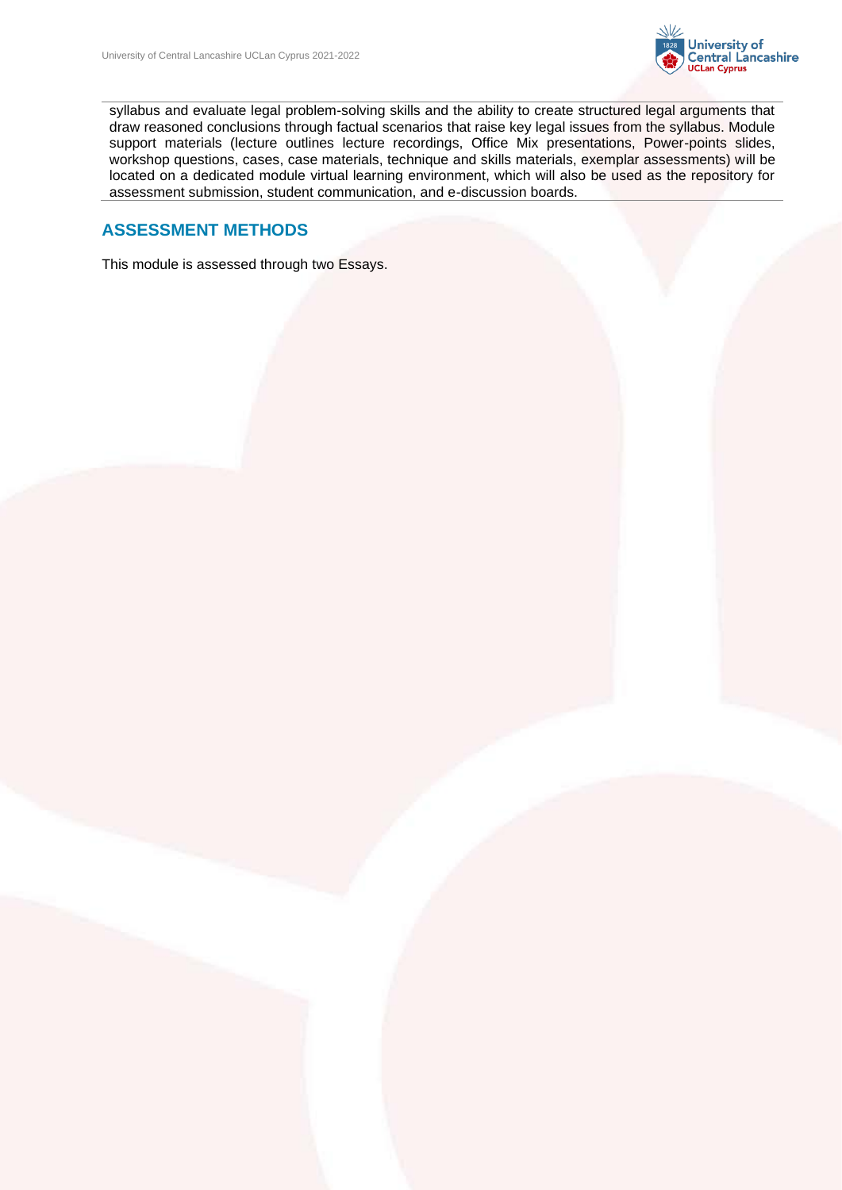syllabus and evaluate legal problem-solving skills and the ability to create structured legal arguments that draw reasoned conclusions through factual scenarios that raise key legal issues from the syllabus. Module support materials (lecture outlines lecture recordings, Office Mix presentations, Power-points slides, workshop questions, cases, case materials, technique and skills materials, exemplar assessments) will be located on a dedicated module virtual learning environment, which will also be used as the repository for assessment submission, student communication, and e-discussion boards.

## ASSESSMENT METHODS

This module is assessed through two Essays.